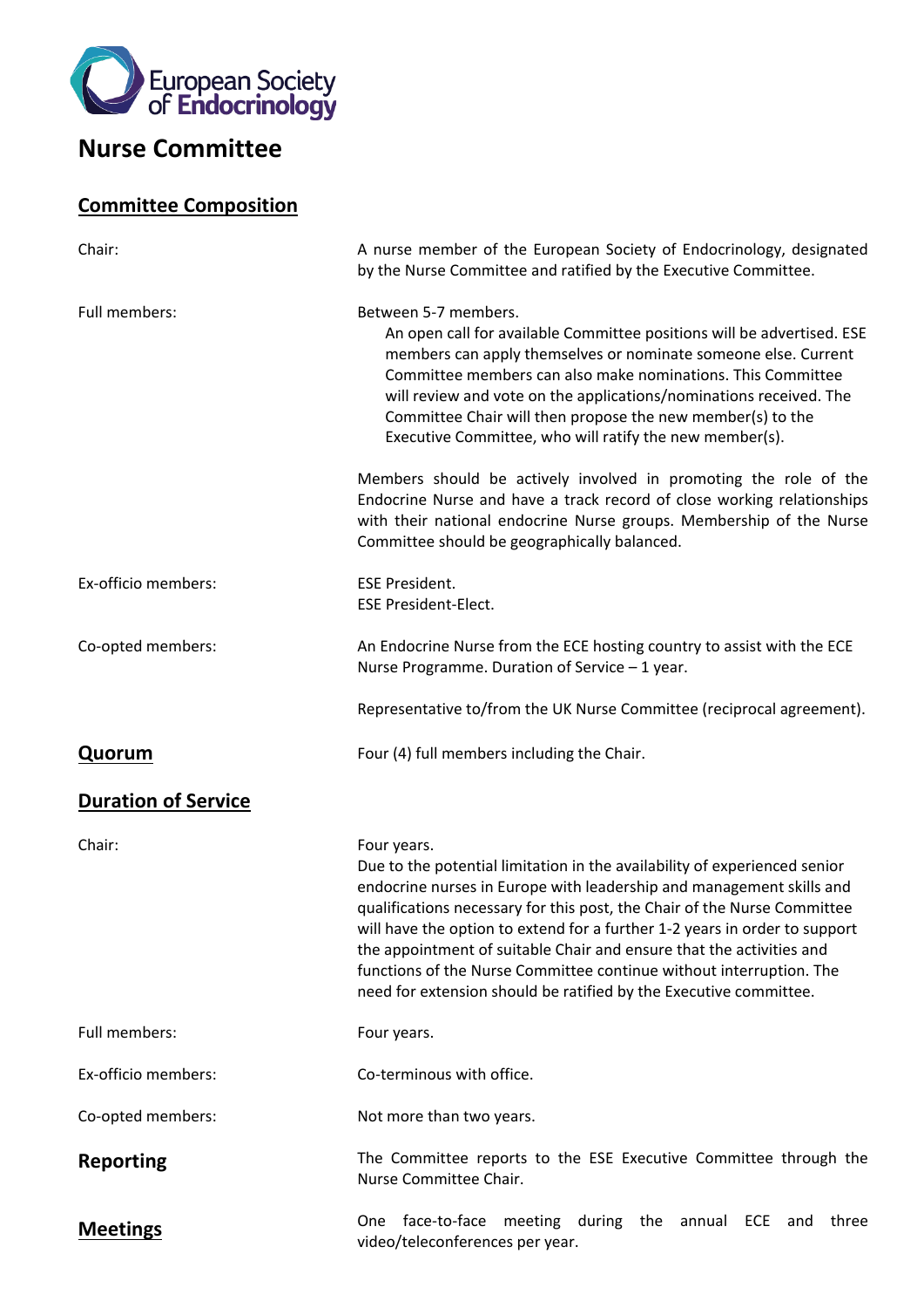European Society of Endocrinology

# Nurse Committee

## Committee Composition

**Chair:**

A nurse member of the European Society of Endocrinology, designated by the Nurse Committee and ratified by the Executive Committee.

**Full members:**

Between 5-7 members.

An open call for available Committee positions will be advertised. ESE members can apply themselves or nominate someone else. Current Committee members can also make nominations. This Committee will review and vote on the applications/nominations received. The Committee Chair will then propose the new member(s) to the Executive Committee, who will ratify the new member(s).

Members should be actively involved in promoting the role of the Endocrine Nurse and have a track record of close working relationships with their national endocrine Nurse groups. Membership of the Nurse Committee should be geographically balanced.

**Ex-officio members:**

ESE President.
ESE President-Elect.

**Co-opted members:**

An Endocrine Nurse from the ECE hosting country to assist with the ECE Nurse Programme. Duration of Service – 1 year.

Representative to/from the UK Nurse Committee (reciprocal agreement).

## Quorum

Four (4) full members including the Chair.

## Duration of Service

**Chair:**

Four years.
Due to the potential limitation in the availability of experienced senior endocrine nurses in Europe with leadership and management skills and qualifications necessary for this post, the Chair of the Nurse Committee will have the option to extend for a further 1-2 years in order to support the appointment of suitable Chair and ensure that the activities and functions of the Nurse Committee continue without interruption. The need for extension should be ratified by the Executive committee.

**Full members:**

Four years.

**Ex-officio members:**

Co-terminous with office.

**Co-opted members:**

Not more than two years.

## Reporting

The Committee reports to the ESE Executive Committee through the Nurse Committee Chair.

## Meetings

One face-to-face meeting during the annual ECE and three video/teleconferences per year.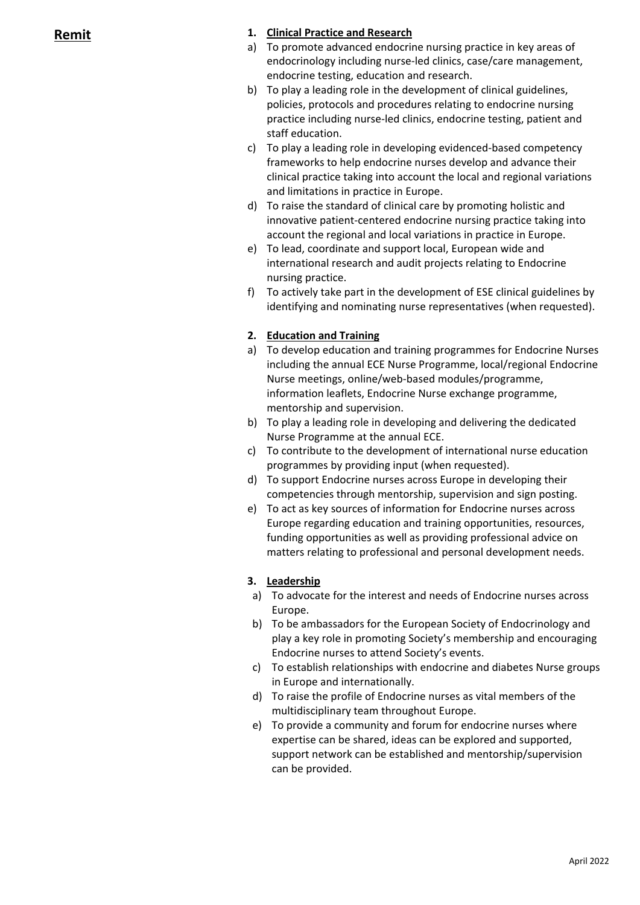## Remit

**1. Clinical Practice and Research**

a) To promote advanced endocrine nursing practice in key areas of endocrinology including nurse-led clinics, case/care management, endocrine testing, education and research.

b) To play a leading role in the development of clinical guidelines, policies, protocols and procedures relating to endocrine nursing practice including nurse-led clinics, endocrine testing, patient and staff education.

c) To play a leading role in developing evidenced-based competency frameworks to help endocrine nurses develop and advance their clinical practice taking into account the local and regional variations and limitations in practice in Europe.

d) To raise the standard of clinical care by promoting holistic and innovative patient-centered endocrine nursing practice taking into account the regional and local variations in practice in Europe.

e) To lead, coordinate and support local, European wide and international research and audit projects relating to Endocrine nursing practice.

f) To actively take part in the development of ESE clinical guidelines by identifying and nominating nurse representatives (when requested).

**2. Education and Training**

a) To develop education and training programmes for Endocrine Nurses including the annual ECE Nurse Programme, local/regional Endocrine Nurse meetings, online/web-based modules/programme, information leaflets, Endocrine Nurse exchange programme, mentorship and supervision.

b) To play a leading role in developing and delivering the dedicated Nurse Programme at the annual ECE.

c) To contribute to the development of international nurse education programmes by providing input (when requested).

d) To support Endocrine nurses across Europe in developing their competencies through mentorship, supervision and sign posting.

e) To act as key sources of information for Endocrine nurses across Europe regarding education and training opportunities, resources, funding opportunities as well as providing professional advice on matters relating to professional and personal development needs.

**3. Leadership**

a) To advocate for the interest and needs of Endocrine nurses across Europe.

b) To be ambassadors for the European Society of Endocrinology and play a key role in promoting Society's membership and encouraging Endocrine nurses to attend Society's events.

c) To establish relationships with endocrine and diabetes Nurse groups in Europe and internationally.

d) To raise the profile of Endocrine nurses as vital members of the multidisciplinary team throughout Europe.

e) To provide a community and forum for endocrine nurses where expertise can be shared, ideas can be explored and supported, support network can be established and mentorship/supervision can be provided.

April 2022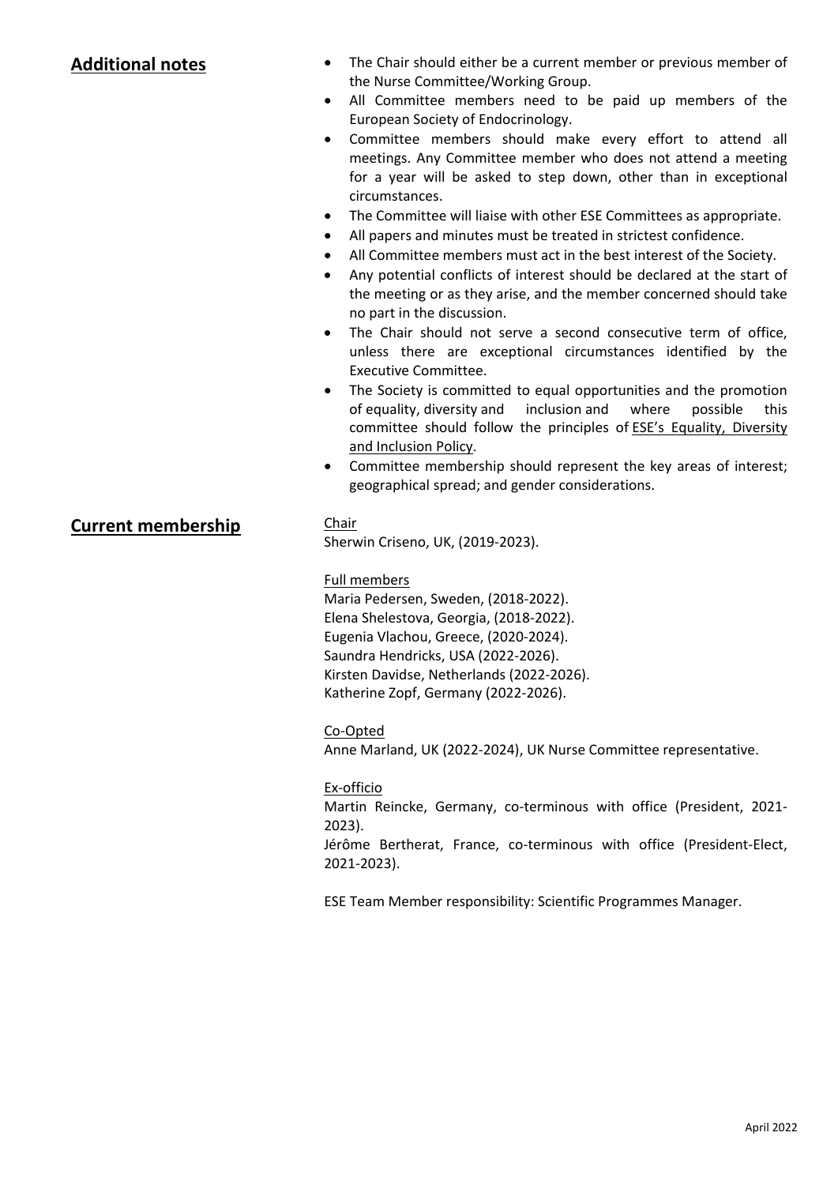## Additional notes

- The Chair should either be a current member or previous member of the Nurse Committee/Working Group.
- All Committee members need to be paid up members of the European Society of Endocrinology.
- Committee members should make every effort to attend all meetings. Any Committee member who does not attend a meeting for a year will be asked to step down, other than in exceptional circumstances.
- The Committee will liaise with other ESE Committees as appropriate.
- All papers and minutes must be treated in strictest confidence.
- All Committee members must act in the best interest of the Society.
- Any potential conflicts of interest should be declared at the start of the meeting or as they arise, and the member concerned should take no part in the discussion.
- The Chair should not serve a second consecutive term of office, unless there are exceptional circumstances identified by the Executive Committee.
- The Society is committed to equal opportunities and the promotion of equality, diversity and inclusion and where possible this committee should follow the principles of ESE's Equality, Diversity and Inclusion Policy.
- Committee membership should represent the key areas of interest; geographical spread; and gender considerations.

## Current membership

Chair

Sherwin Criseno, UK, (2019-2023).

Full members

Maria Pedersen, Sweden, (2018-2022).
Elena Shelestova, Georgia, (2018-2022).
Eugenia Vlachou, Greece, (2020-2024).
Saundra Hendricks, USA (2022-2026).
Kirsten Davidse, Netherlands (2022-2026).
Katherine Zopf, Germany (2022-2026).

Co-Opted

Anne Marland, UK (2022-2024), UK Nurse Committee representative.

Ex-officio

Martin Reincke, Germany, co-terminous with office (President, 2021-2023).
Jérôme Bertherat, France, co-terminous with office (President-Elect, 2021-2023).

ESE Team Member responsibility: Scientific Programmes Manager.

April 2022